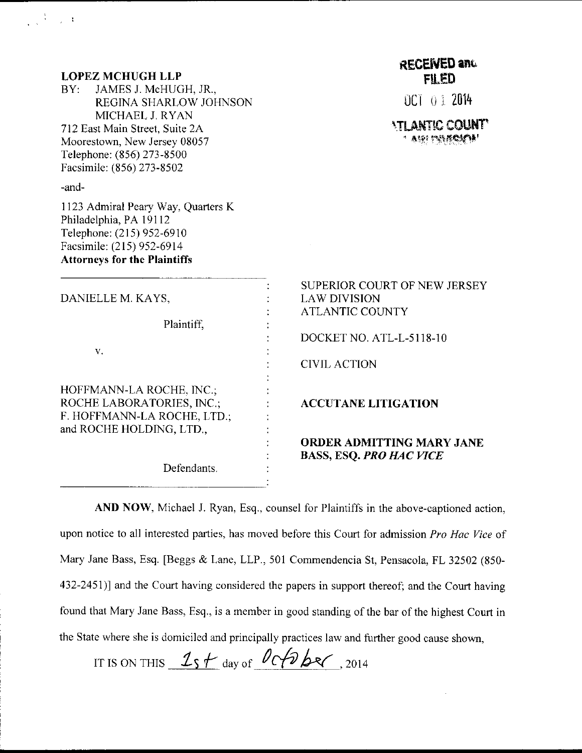**LOPEZ MCHUGH LLP**
BY: JAMES J. McHUGH, JR.,
REGINA SHARLOW JOHNSON
MICHAEL J. RYAN
712 East Main Street, Suite 2A
Moorestown, New Jersey 08057
Telephone: (856) 273-8500
Facsimile: (856) 273-8502

-and-

1123 Admiral Peary Way, Quarters K
Philadelphia, PA 19112
Telephone: (215) 952-6910
Facsimile: (215) 952-6914
**Attorneys for the Plaintiffs**

RECEIVED and FILED
OCT 01 2014
ATLANTIC COUNTY
LAW DIVISION

| | |
|---|---|
| DANIELLE M. KAYS, | SUPERIOR COURT OF NEW JERSEY |
| Plaintiff, | LAW DIVISION |
| v. | ATLANTIC COUNTY |
| HOFFMANN-LA ROCHE, INC.; ROCHE LABORATORIES, INC.; F. HOFFMANN-LA ROCHE, LTD.; and ROCHE HOLDING, LTD., | DOCKET NO. ATL-L-5118-10 |
| Defendants. | CIVIL ACTION |
| | **ACCUTANE LITIGATION** |
| | **ORDER ADMITTING MARY JANE BASS, ESQ. *PRO HAC VICE*** |

**AND NOW**, Michael J. Ryan, Esq., counsel for Plaintiffs in the above-captioned action, upon notice to all interested parties, has moved before this Court for admission *Pro Hac Vice* of Mary Jane Bass, Esq. [Beggs & Lane, LLP., 501 Commendencia St, Pensacola, FL 32502 (850-432-2451)] and the Court having considered the papers in support thereof; and the Court having found that Mary Jane Bass, Esq., is a member in good standing of the bar of the highest Court in the State where she is domiciled and principally practices law and further good cause shown,

IT IS ON THIS 1st day of October, 2014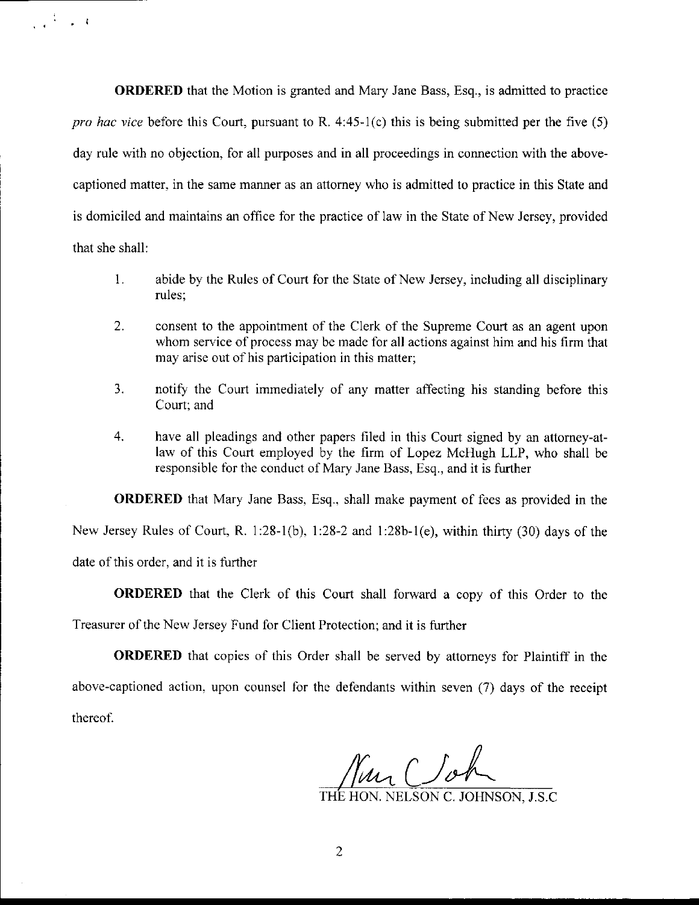**ORDERED** that the Motion is granted and Mary Jane Bass, Esq., is admitted to practice *pro hac vice* before this Court, pursuant to R. 4:45-1(c) this is being submitted per the five (5) day rule with no objection, for all purposes and in all proceedings in connection with the above-captioned matter, in the same manner as an attorney who is admitted to practice in this State and is domiciled and maintains an office for the practice of law in the State of New Jersey, provided that she shall:

1. abide by the Rules of Court for the State of New Jersey, including all disciplinary rules;

2. consent to the appointment of the Clerk of the Supreme Court as an agent upon whom service of process may be made for all actions against him and his firm that may arise out of his participation in this matter;

3. notify the Court immediately of any matter affecting his standing before this Court; and

4. have all pleadings and other papers filed in this Court signed by an attorney-at-law of this Court employed by the firm of Lopez McHugh LLP, who shall be responsible for the conduct of Mary Jane Bass, Esq., and it is further

**ORDERED** that Mary Jane Bass, Esq., shall make payment of fees as provided in the New Jersey Rules of Court, R. 1:28-1(b), 1:28-2 and 1:28b-1(e), within thirty (30) days of the date of this order, and it is further

**ORDERED** that the Clerk of this Court shall forward a copy of this Order to the Treasurer of the New Jersey Fund for Client Protection; and it is further

**ORDERED** that copies of this Order shall be served by attorneys for Plaintiff in the above-captioned action, upon counsel for the defendants within seven (7) days of the receipt thereof.

THE HON. NELSON C. JOHNSON, J.S.C